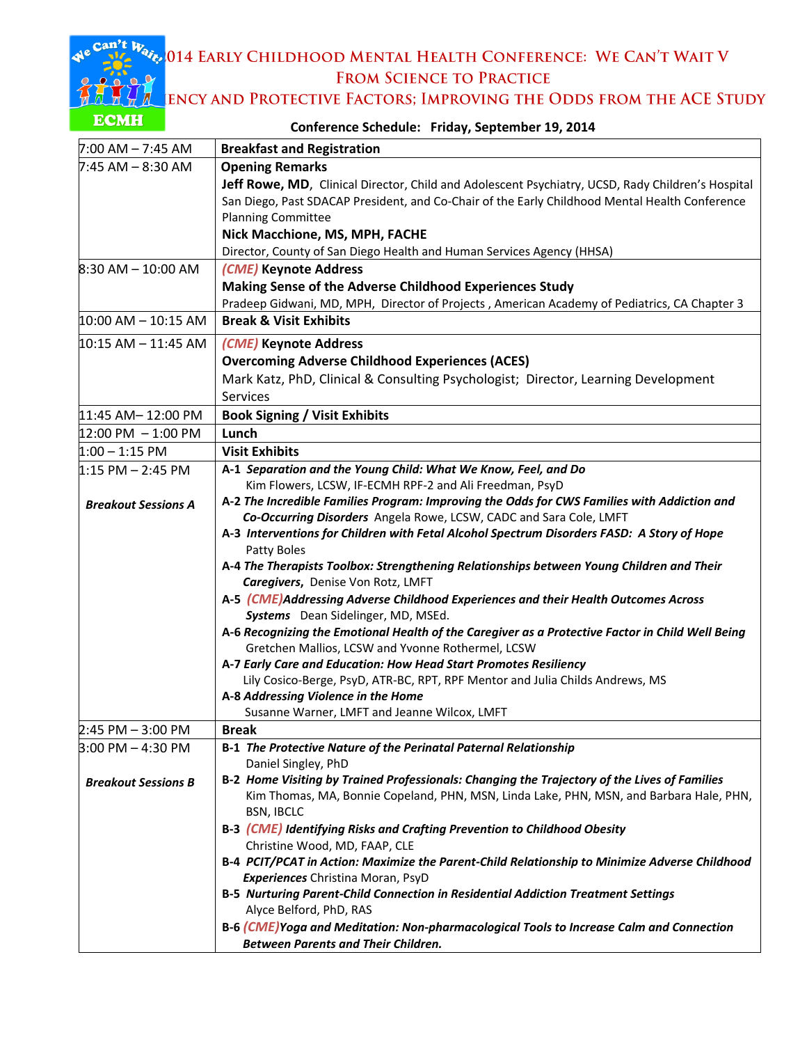# 2014 Early Childhood Mental Health Conference: We Can't Wait V

## From Science to Practice

## Resiliency and Protective Factors; Improving the Odds from the ACE Study

**Conference Schedule: Friday, September 19, 2014**

| Time | Event |
|---|---|
| 7:00 AM – 7:45 AM | **Breakfast and Registration** |
| 7:45 AM – 8:30 AM | **Opening Remarks**<br>**Jeff Rowe, MD**, Clinical Director, Child and Adolescent Psychiatry, UCSD, Rady Children's Hospital San Diego, Past SDACAP President, and Co-Chair of the Early Childhood Mental Health Conference Planning Committee<br>**Nick Macchione, MS, MPH, FACHE**<br>Director, County of San Diego Health and Human Services Agency (HHSA) |
| 8:30 AM – 10:00 AM | ***(CME)*** **Keynote Address**<br>**Making Sense of the Adverse Childhood Experiences Study**<br>Pradeep Gidwani, MD, MPH, Director of Projects , American Academy of Pediatrics, CA Chapter 3 |
| 10:00 AM – 10:15 AM | **Break & Visit Exhibits** |
| 10:15 AM – 11:45 AM | ***(CME)*** **Keynote Address**<br>**Overcoming Adverse Childhood Experiences (ACES)**<br>Mark Katz, PhD, Clinical & Consulting Psychologist; Director, Learning Development Services |
| 11:45 AM– 12:00 PM | **Book Signing / Visit Exhibits** |
| 12:00 PM – 1:00 PM | **Lunch** |
| 1:00 – 1:15 PM | **Visit Exhibits** |
| 1:15 PM – 2:45 PM<br><br>***Breakout Sessions A*** | **A-1** ***Separation and the Young Child: What We Know, Feel, and Do***<br>Kim Flowers, LCSW, IF-ECMH RPF-2 and Ali Freedman, PsyD<br>**A-2** ***The Incredible Families Program: Improving the Odds for CWS Families with Addiction and Co-Occurring Disorders*** Angela Rowe, LCSW, CADC and Sara Cole, LMFT<br>**A-3** ***Interventions for Children with Fetal Alcohol Spectrum Disorders FASD: A Story of Hope***<br>Patty Boles<br>**A-4** ***The Therapists Toolbox: Strengthening Relationships between Young Children and Their Caregivers***, Denise Von Rotz, LMFT<br>**A-5** ***(CME)Addressing Adverse Childhood Experiences and their Health Outcomes Across Systems*** Dean Sidelinger, MD, MSEd.<br>**A-6** ***Recognizing the Emotional Health of the Caregiver as a Protective Factor in Child Well Being***<br>Gretchen Mallios, LCSW and Yvonne Rothermel, LCSW<br>**A-7** ***Early Care and Education: How Head Start Promotes Resiliency***<br>Lily Cosico-Berge, PsyD, ATR-BC, RPT, RPF Mentor and Julia Childs Andrews, MS<br>**A-8** ***Addressing Violence in the Home***<br>Susanne Warner, LMFT and Jeanne Wilcox, LMFT |
| 2:45 PM – 3:00 PM | **Break** |
| 3:00 PM – 4:30 PM<br><br>***Breakout Sessions B*** | **B-1** ***The Protective Nature of the Perinatal Paternal Relationship***<br>Daniel Singley, PhD<br>**B-2** ***Home Visiting by Trained Professionals: Changing the Trajectory of the Lives of Families***<br>Kim Thomas, MA, Bonnie Copeland, PHN, MSN, Linda Lake, PHN, MSN, and Barbara Hale, PHN, BSN, IBCLC<br>**B-3** ***(CME) Identifying Risks and Crafting Prevention to Childhood Obesity***<br>Christine Wood, MD, FAAP, CLE<br>**B-4** ***PCIT/PCAT in Action: Maximize the Parent-Child Relationship to Minimize Adverse Childhood Experiences*** Christina Moran, PsyD<br>**B-5** ***Nurturing Parent-Child Connection in Residential Addiction Treatment Settings***<br>Alyce Belford, PhD, RAS<br>**B-6** ***(CME)Yoga and Meditation: Non-pharmacological Tools to Increase Calm and Connection Between Parents and Their Children.*** |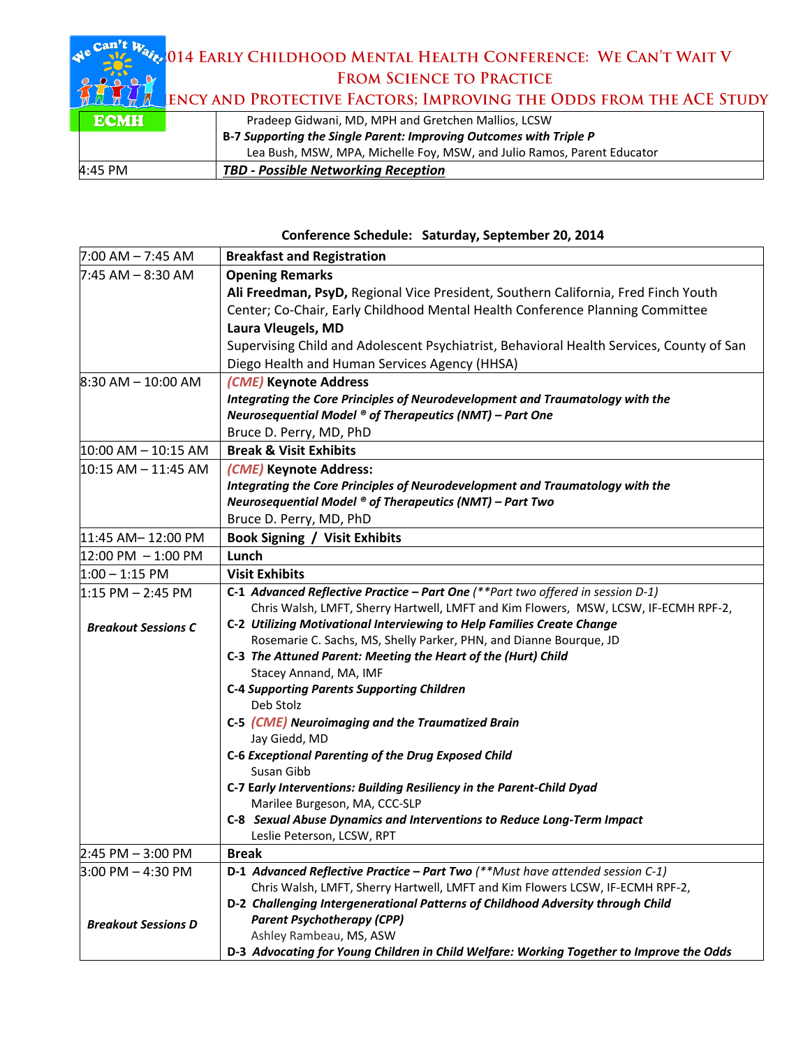| | |
|---|---|
| | Pradeep Gidwani, MD, MPH and Gretchen Mallios, LCSW<br>**B-7** ***Supporting the Single Parent: Improving Outcomes with Triple P***<br>Lea Bush, MSW, MPA, Michelle Foy, MSW, and Julio Ramos, Parent Educator |
| 4:45 PM | ***TBD - Possible Networking Reception*** |

**Conference Schedule: Saturday, September 20, 2014**

| | |
|---|---|
| 7:00 AM – 7:45 AM | **Breakfast and Registration** |
| 7:45 AM – 8:30 AM | **Opening Remarks**<br>**Ali Freedman, PsyD,** Regional Vice President, Southern California, Fred Finch Youth Center; Co-Chair, Early Childhood Mental Health Conference Planning Committee<br>**Laura Vleugels, MD**<br>Supervising Child and Adolescent Psychiatrist, Behavioral Health Services, County of San Diego Health and Human Services Agency (HHSA) |
| 8:30 AM – 10:00 AM | *(CME)* **Keynote Address**<br>***Integrating the Core Principles of Neurodevelopment and Traumatology with the Neurosequential Model ® of Therapeutics (NMT) – Part One***<br>Bruce D. Perry, MD, PhD |
| 10:00 AM – 10:15 AM | **Break & Visit Exhibits** |
| 10:15 AM – 11:45 AM | *(CME)* **Keynote Address:**<br>***Integrating the Core Principles of Neurodevelopment and Traumatology with the Neurosequential Model ® of Therapeutics (NMT) – Part Two***<br>Bruce D. Perry, MD, PhD |
| 11:45 AM– 12:00 PM | **Book Signing / Visit Exhibits** |
| 12:00 PM – 1:00 PM | **Lunch** |
| 1:00 – 1:15 PM | **Visit Exhibits** |
| 1:15 PM – 2:45 PM<br><br>***Breakout Sessions C*** | **C-1** ***Advanced Reflective Practice – Part One*** *(\*\*Part two offered in session D-1)*<br>Chris Walsh, LMFT, Sherry Hartwell, LMFT and Kim Flowers, MSW, LCSW, IF-ECMH RPF-2,<br>**C-2** ***Utilizing Motivational Interviewing to Help Families Create Change***<br>Rosemarie C. Sachs, MS, Shelly Parker, PHN, and Dianne Bourque, JD<br>**C-3** ***The Attuned Parent: Meeting the Heart of the (Hurt) Child***<br>Stacey Annand, MA, IMF<br>**C-4** ***Supporting Parents Supporting Children***<br>Deb Stolz<br>**C-5** ***(CME) Neuroimaging and the Traumatized Brain***<br>Jay Giedd, MD<br>**C-6** ***Exceptional Parenting of the Drug Exposed Child***<br>Susan Gibb<br>**C-7** ***Early Interventions: Building Resiliency in the Parent-Child Dyad***<br>Marilee Burgeson, MA, CCC-SLP<br>**C-8** ***Sexual Abuse Dynamics and Interventions to Reduce Long-Term Impact***<br>Leslie Peterson, LCSW, RPT |
| 2:45 PM – 3:00 PM | **Break** |
| 3:00 PM – 4:30 PM<br><br>***Breakout Sessions D*** | **D-1** ***Advanced Reflective Practice – Part Two*** *(\*\*Must have attended session C-1)*<br>Chris Walsh, LMFT, Sherry Hartwell, LMFT and Kim Flowers LCSW, IF-ECMH RPF-2,<br>**D-2** ***Challenging Intergenerational Patterns of Childhood Adversity through Child Parent Psychotherapy (CPP)***<br>Ashley Rambeau, MS, ASW<br>**D-3** ***Advocating for Young Children in Child Welfare: Working Together to Improve the Odds*** |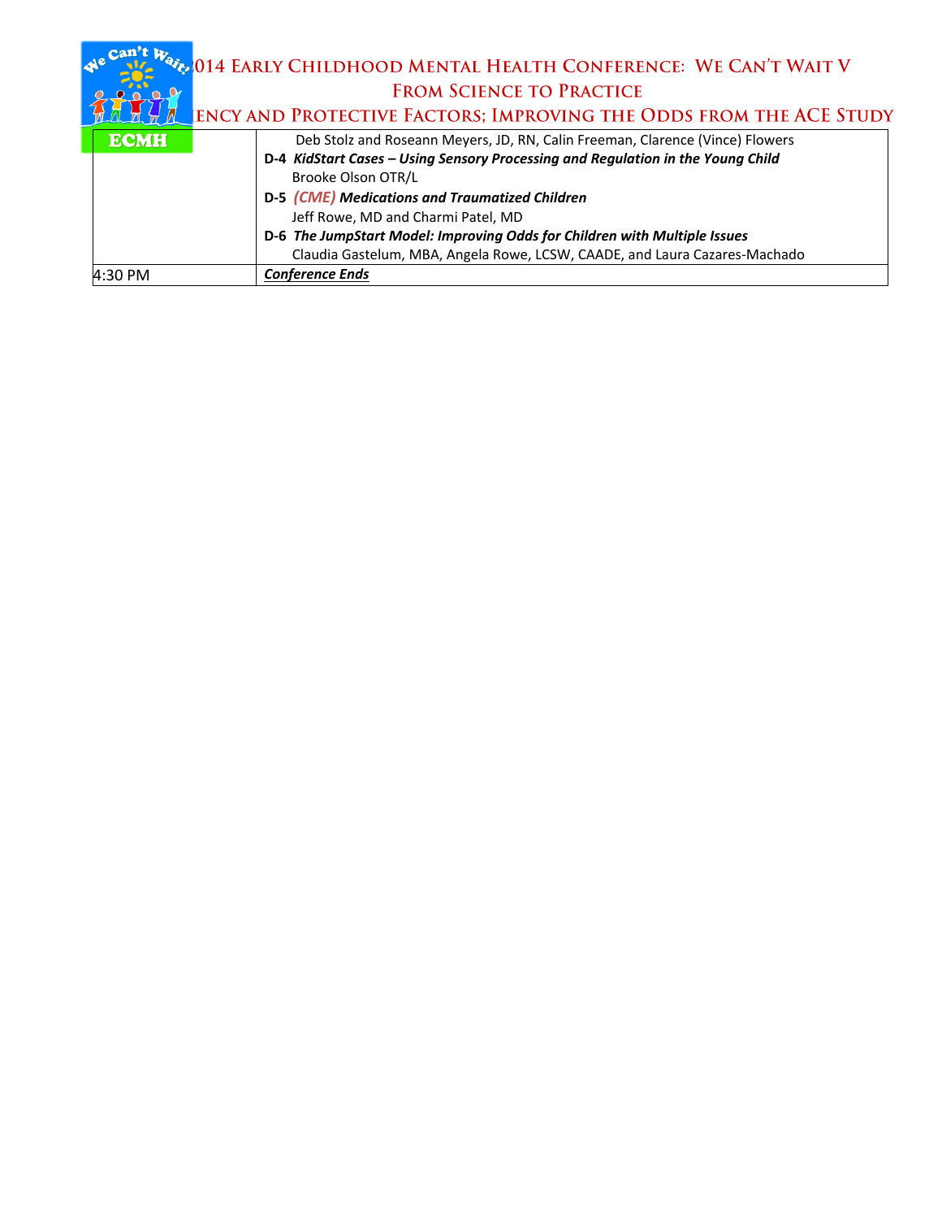| | |
|---|---|
| | Deb Stolz and Roseann Meyers, JD, RN, Calin Freeman, Clarence (Vince) Flowers<br>**D-4** ***KidStart Cases – Using Sensory Processing and Regulation in the Young Child***<br>Brooke Olson OTR/L<br>**D-5** ***(CME) Medications and Traumatized Children***<br>Jeff Rowe, MD and Charmi Patel, MD<br>**D-6** ***The JumpStart Model: Improving Odds for Children with Multiple Issues***<br>Claudia Gastelum, MBA, Angela Rowe, LCSW, CAADE, and Laura Cazares-Machado |
| 4:30 PM | ***Conference Ends*** |